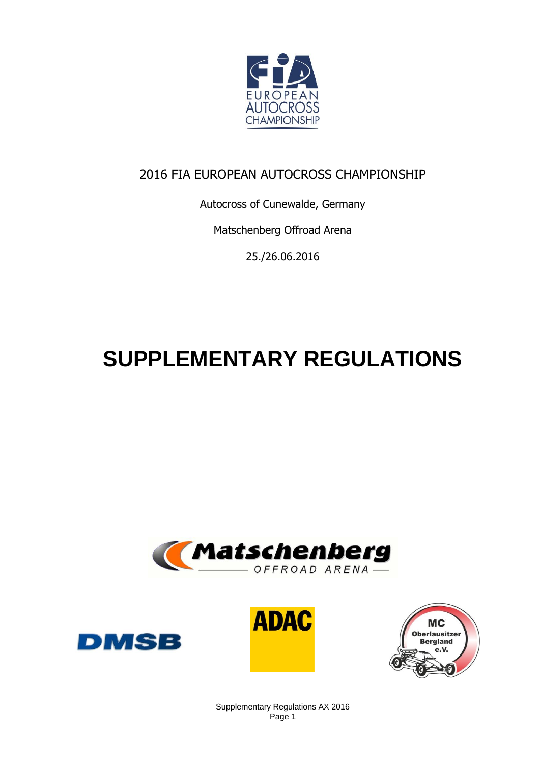2016 FIA EUROPEAN AUTOCROSS CHAMPIONSHIP

Autocross of Cunewalde, Germany

Matschenberg Offroad Arena

25./26.06.2016

# SUPPLEMENTARY REGULATIONS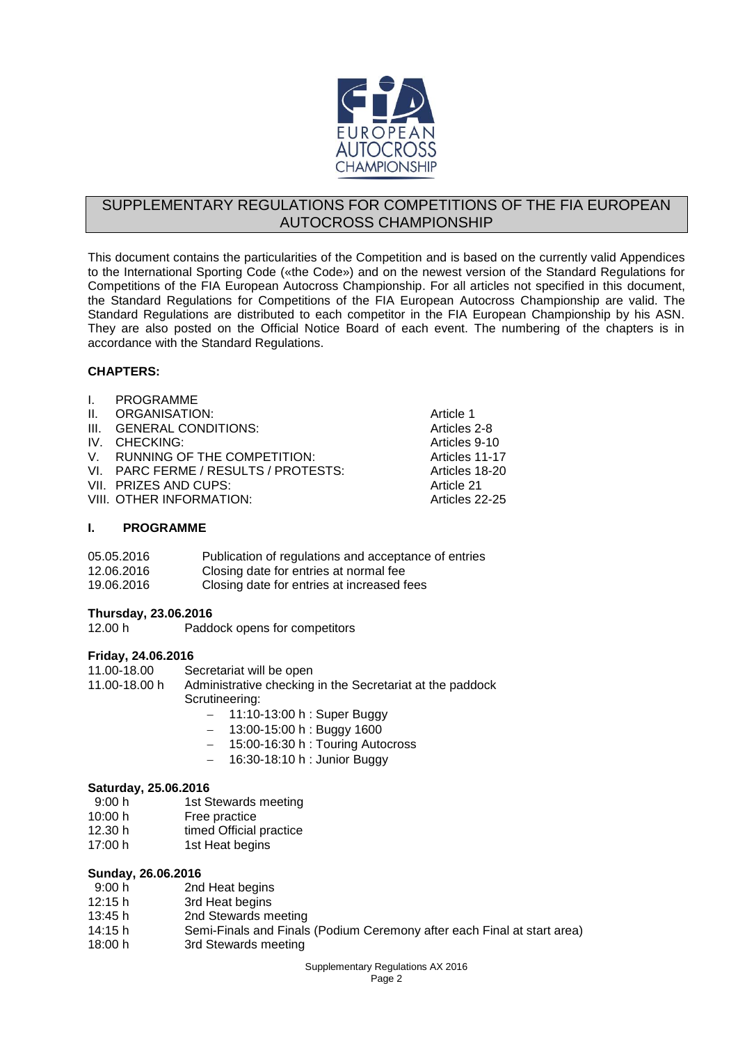## SUPPLEMENTARY REGULATIONS FOR COMPETITIONS OF THE FIA EUROPEAN AUTOCROSS CHAMPIONSHIP

This document contains the particularities of the Competition and is based on the currently valid Appendices to the International Sporting Code («the Code») and on the newest version of the Standard Regulations for Competitions of the FIA European Autocross Championship. For all articles not specified in this document, the Standard Regulations for Competitions of the FIA European Autocross Championship are valid. The Standard Regulations are distributed to each competitor in the FIA European Championship by his ASN. They are also posted on the Official Notice Board of each event. The numbering of the chapters is in accordance with the Standard Regulations.

**CHAPTERS:**

| | |
|---|---|
| I. PROGRAMME | |
| II. ORGANISATION: | Article 1 |
| III. GENERAL CONDITIONS: | Articles 2-8 |
| IV. CHECKING: | Articles 9-10 |
| V. RUNNING OF THE COMPETITION: | Articles 11-17 |
| VI. PARC FERME / RESULTS / PROTESTS: | Articles 18-20 |
| VII. PRIZES AND CUPS: | Article 21 |
| VIII. OTHER INFORMATION: | Articles 22-25 |

### I. PROGRAMME

| | |
|---|---|
| 05.05.2016 | Publication of regulations and acceptance of entries |
| 12.06.2016 | Closing date for entries at normal fee |
| 19.06.2016 | Closing date for entries at increased fees |

**Thursday, 23.06.2016**

12.00 h Paddock opens for competitors

**Friday, 24.06.2016**

11.00-18.00 Secretariat will be open

11.00-18.00 h Administrative checking in the Secretariat at the paddock

Scrutineering:

- 11:10-13:00 h : Super Buggy
- 13:00-15:00 h : Buggy 1600
- 15:00-16:30 h : Touring Autocross
- 16:30-18:10 h : Junior Buggy

**Saturday, 25.06.2016**

| | |
|---|---|
| 9:00 h | 1st Stewards meeting |
| 10:00 h | Free practice |
| 12.30 h | timed Official practice |
| 17:00 h | 1st Heat begins |

**Sunday, 26.06.2016**

| | |
|---|---|
| 9:00 h | 2nd Heat begins |
| 12:15 h | 3rd Heat begins |
| 13:45 h | 2nd Stewards meeting |
| 14:15 h | Semi-Finals and Finals (Podium Ceremony after each Final at start area) |
| 18:00 h | 3rd Stewards meeting |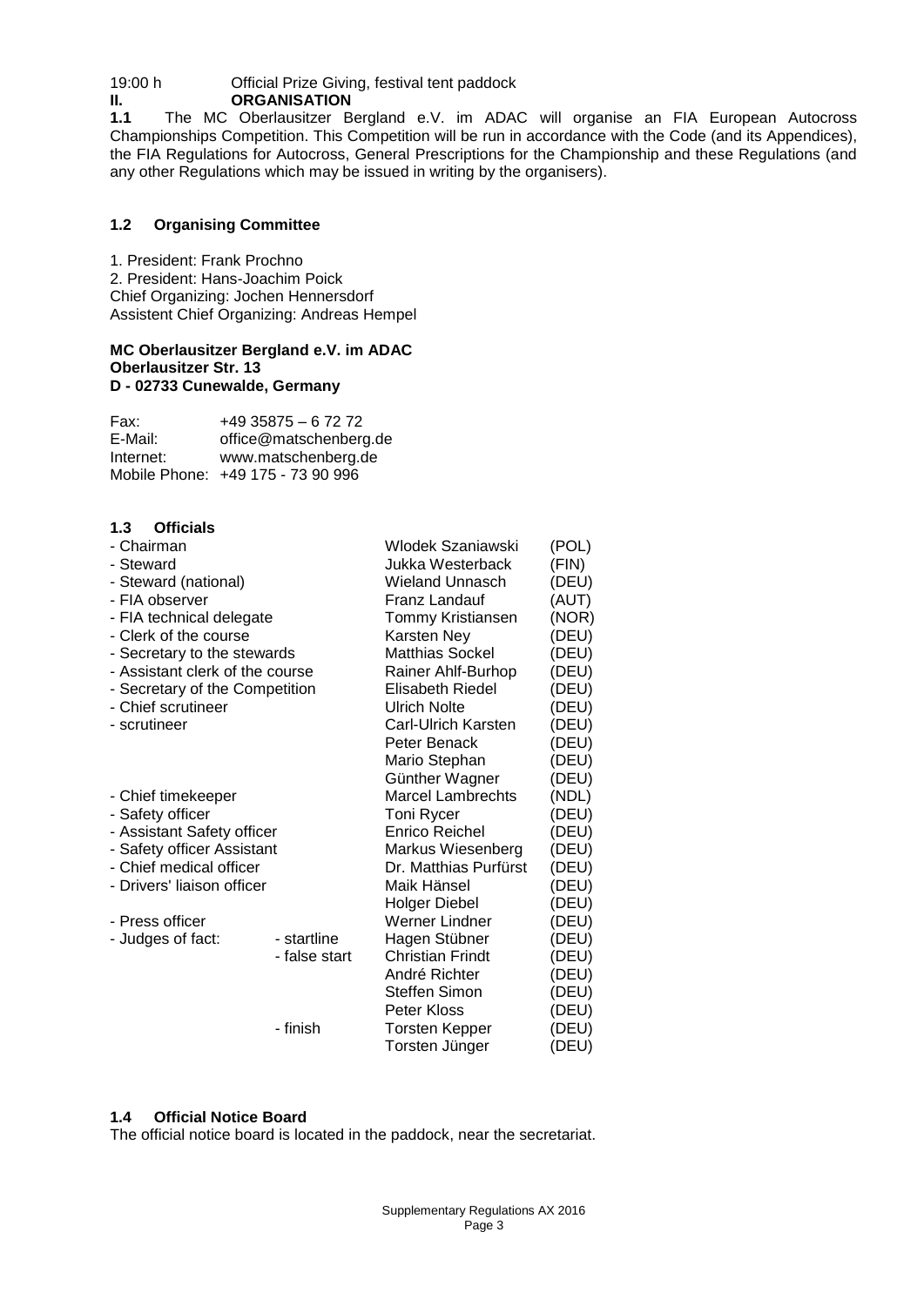19:00 h Official Prize Giving, festival tent paddock

## II. ORGANISATION

**1.1** The MC Oberlausitzer Bergland e.V. im ADAC will organise an FIA European Autocross Championships Competition. This Competition will be run in accordance with the Code (and its Appendices), the FIA Regulations for Autocross, General Prescriptions for the Championship and these Regulations (and any other Regulations which may be issued in writing by the organisers).

### 1.2 Organising Committee

1. President: Frank Prochno
2. President: Hans-Joachim Poick

Chief Organizing: Jochen Hennersdorf
Assistent Chief Organizing: Andreas Hempel

**MC Oberlausitzer Bergland e.V. im ADAC**
**Oberlausitzer Str. 13**
**D - 02733 Cunewalde, Germany**

Fax: +49 35875 – 6 72 72
E-Mail: office@matschenberg.de
Internet: www.matschenberg.de
Mobile Phone: +49 175 - 73 90 996

### 1.3 Officials

| Function | | Name | Country |
|---|---|---|---|
| - Chairman | | Wlodek Szaniawski | (POL) |
| - Steward | | Jukka Westerback | (FIN) |
| - Steward (national) | | Wieland Unnasch | (DEU) |
| - FIA observer | | Franz Landauf | (AUT) |
| - FIA technical delegate | | Tommy Kristiansen | (NOR) |
| - Clerk of the course | | Karsten Ney | (DEU) |
| - Secretary to the stewards | | Matthias Sockel | (DEU) |
| - Assistant clerk of the course | | Rainer Ahlf-Burhop | (DEU) |
| - Secretary of the Competition | | Elisabeth Riedel | (DEU) |
| - Chief scrutineer | | Ulrich Nolte | (DEU) |
| - scrutineer | | Carl-Ulrich Karsten | (DEU) |
| | | Peter Benack | (DEU) |
| | | Mario Stephan | (DEU) |
| | | Günther Wagner | (DEU) |
| - Chief timekeeper | | Marcel Lambrechts | (NDL) |
| - Safety officer | | Toni Rycer | (DEU) |
| - Assistant Safety officer | | Enrico Reichel | (DEU) |
| - Safety officer Assistant | | Markus Wiesenberg | (DEU) |
| - Chief medical officer | | Dr. Matthias Purfürst | (DEU) |
| - Drivers' liaison officer | | Maik Hänsel | (DEU) |
| | | Holger Diebel | (DEU) |
| - Press officer | | Werner Lindner | (DEU) |
| - Judges of fact: | - startline | Hagen Stübner | (DEU) |
| | - false start | Christian Frindt | (DEU) |
| | | André Richter | (DEU) |
| | | Steffen Simon | (DEU) |
| | | Peter Kloss | (DEU) |
| | - finish | Torsten Kepper | (DEU) |
| | | Torsten Jünger | (DEU) |

### 1.4 Official Notice Board

The official notice board is located in the paddock, near the secretariat.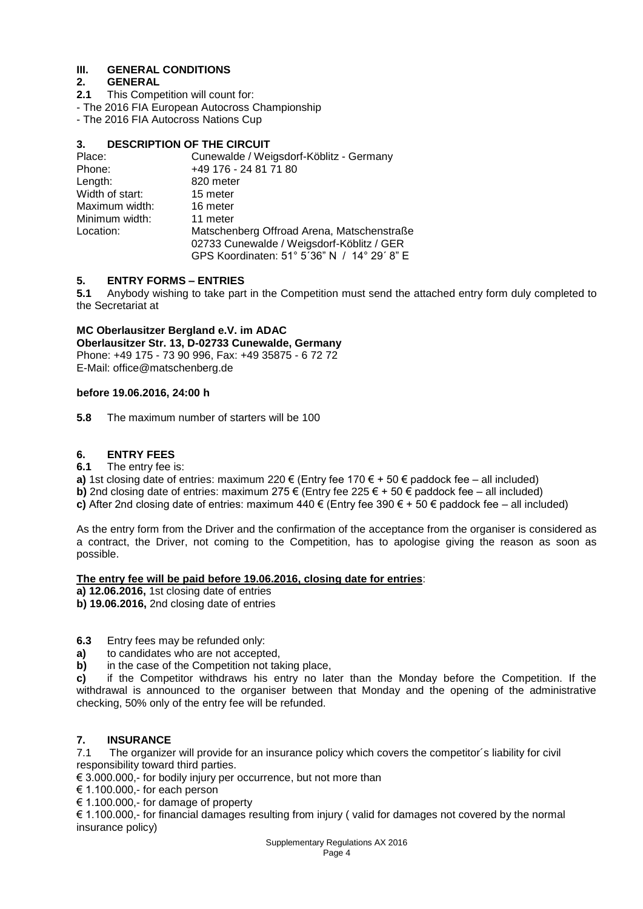## III. GENERAL CONDITIONS

### 2. GENERAL

**2.1** This Competition will count for:

- The 2016 FIA European Autocross Championship
- The 2016 FIA Autocross Nations Cup

### 3. DESCRIPTION OF THE CIRCUIT

| | |
|---|---|
| Place: | Cunewalde / Weigsdorf-Köblitz - Germany |
| Phone: | +49 176 - 24 81 71 80 |
| Length: | 820 meter |
| Width of start: | 15 meter |
| Maximum width: | 16 meter |
| Minimum width: | 11 meter |
| Location: | Matschenberg Offroad Arena, Matschenstraße<br>02733 Cunewalde / Weigsdorf-Köblitz / GER<br>GPS Koordinaten: 51° 5´36" N / 14° 29´ 8" E |

### 5. ENTRY FORMS – ENTRIES

**5.1** Anybody wishing to take part in the Competition must send the attached entry form duly completed to the Secretariat at

**MC Oberlausitzer Bergland e.V. im ADAC**
**Oberlausitzer Str. 13, D-02733 Cunewalde, Germany**
Phone: +49 175 - 73 90 996, Fax: +49 35875 - 6 72 72
E-Mail: office@matschenberg.de

**before 19.06.2016, 24:00 h**

**5.8** The maximum number of starters will be 100

### 6. ENTRY FEES

**6.1** The entry fee is:

**a)** 1st closing date of entries: maximum 220 € (Entry fee 170 € + 50 € paddock fee – all included)
**b)** 2nd closing date of entries: maximum 275 € (Entry fee 225 € + 50 € paddock fee – all included)
**c)** After 2nd closing date of entries: maximum 440 € (Entry fee 390 € + 50 € paddock fee – all included)

As the entry form from the Driver and the confirmation of the acceptance from the organiser is considered as a contract, the Driver, not coming to the Competition, has to apologise giving the reason as soon as possible.

**<u>The entry fee will be paid before 19.06.2016, closing date for entries</u>**:

**a) 12.06.2016,** 1st closing date of entries
**b) 19.06.2016,** 2nd closing date of entries

**6.3** Entry fees may be refunded only:

**a)** to candidates who are not accepted,
**b)** in the case of the Competition not taking place,
**c)** if the Competitor withdraws his entry no later than the Monday before the Competition. If the withdrawal is announced to the organiser between that Monday and the opening of the administrative checking, 50% only of the entry fee will be refunded.

### 7. INSURANCE

7.1 The organizer will provide for an insurance policy which covers the competitor´s liability for civil responsibility toward third parties.

€ 3.000.000,- for bodily injury per occurrence, but not more than
€ 1.100.000,- for each person
€ 1.100.000,- for damage of property
€ 1.100.000,- for financial damages resulting from injury ( valid for damages not covered by the normal insurance policy)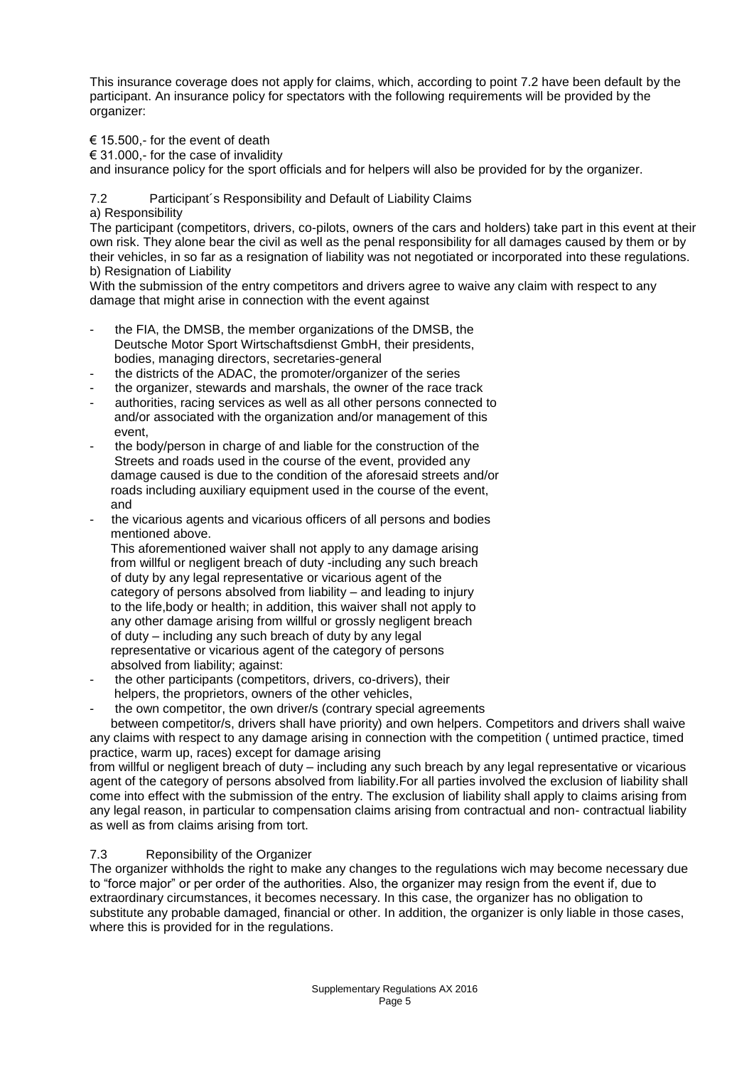This insurance coverage does not apply for claims, which, according to point 7.2 have been default by the participant. An insurance policy for spectators with the following requirements will be provided by the organizer:

€ 15.500,- for the event of death
€ 31.000,- for the case of invalidity
and insurance policy for the sport officials and for helpers will also be provided for by the organizer.

### 7.2 Participant´s Responsibility and Default of Liability Claims

a) Responsibility

The participant (competitors, drivers, co-pilots, owners of the cars and holders) take part in this event at their own risk. They alone bear the civil as well as the penal responsibility for all damages caused by them or by their vehicles, in so far as a resignation of liability was not negotiated or incorporated into these regulations.

b) Resignation of Liability

With the submission of the entry competitors and drivers agree to waive any claim with respect to any damage that might arise in connection with the event against

- the FIA, the DMSB, the member organizations of the DMSB, the Deutsche Motor Sport Wirtschaftsdienst GmbH, their presidents, bodies, managing directors, secretaries-general
- the districts of the ADAC, the promoter/organizer of the series
- the organizer, stewards and marshals, the owner of the race track
- authorities, racing services as well as all other persons connected to and/or associated with the organization and/or management of this event,
- the body/person in charge of and liable for the construction of the Streets and roads used in the course of the event, provided any damage caused is due to the condition of the aforesaid streets and/or roads including auxiliary equipment used in the course of the event, and
- the vicarious agents and vicarious officers of all persons and bodies mentioned above.

  This aforementioned waiver shall not apply to any damage arising from willful or negligent breach of duty -including any such breach of duty by any legal representative or vicarious agent of the category of persons absolved from liability – and leading to injury to the life,body or health; in addition, this waiver shall not apply to any other damage arising from willful or grossly negligent breach of duty – including any such breach of duty by any legal representative or vicarious agent of the category of persons absolved from liability; against:
- the other participants (competitors, drivers, co-drivers), their helpers, the proprietors, owners of the other vehicles,
- the own competitor, the own driver/s (contrary special agreements between competitor/s, drivers shall have priority) and own helpers. Competitors and drivers shall waive any claims with respect to any damage arising in connection with the competition ( untimed practice, timed practice, warm up, races) except for damage arising

from willful or negligent breach of duty – including any such breach by any legal representative or vicarious agent of the category of persons absolved from liability.For all parties involved the exclusion of liability shall come into effect with the submission of the entry. The exclusion of liability shall apply to claims arising from any legal reason, in particular to compensation claims arising from contractual and non- contractual liability as well as from claims arising from tort.

### 7.3 Reponsibility of the Organizer

The organizer withholds the right to make any changes to the regulations wich may become necessary due to "force major" or per order of the authorities. Also, the organizer may resign from the event if, due to extraordinary circumstances, it becomes necessary. In this case, the organizer has no obligation to substitute any probable damaged, financial or other. In addition, the organizer is only liable in those cases, where this is provided for in the regulations.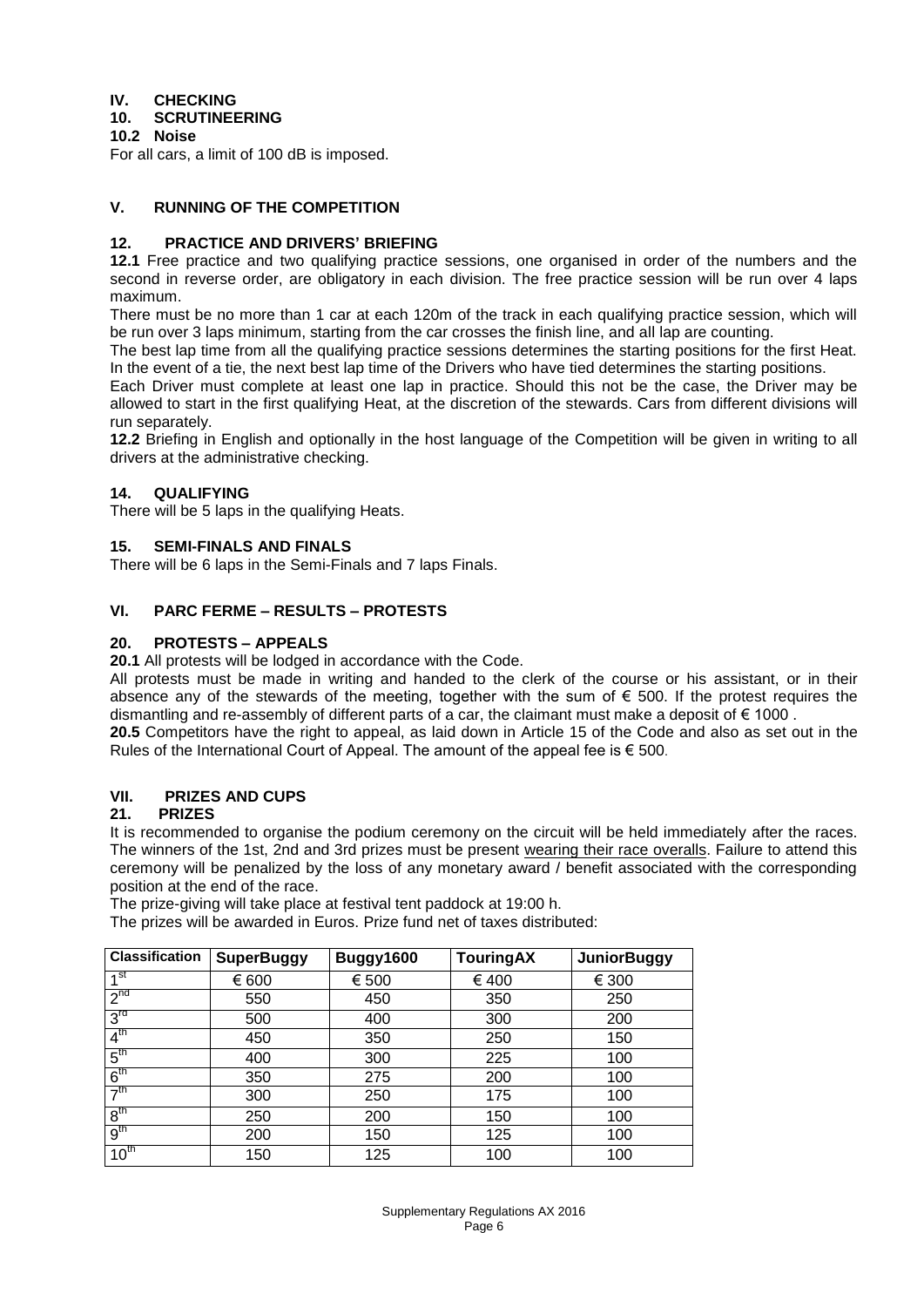# IV. CHECKING

## 10. SCRUTINEERING

### 10.2 Noise

For all cars, a limit of 100 dB is imposed.

# V. RUNNING OF THE COMPETITION

## 12. PRACTICE AND DRIVERS' BRIEFING

**12.1** Free practice and two qualifying practice sessions, one organised in order of the numbers and the second in reverse order, are obligatory in each division. The free practice session will be run over 4 laps maximum.

There must be no more than 1 car at each 120m of the track in each qualifying practice session, which will be run over 3 laps minimum, starting from the car crosses the finish line, and all lap are counting.

The best lap time from all the qualifying practice sessions determines the starting positions for the first Heat. In the event of a tie, the next best lap time of the Drivers who have tied determines the starting positions.

Each Driver must complete at least one lap in practice. Should this not be the case, the Driver may be allowed to start in the first qualifying Heat, at the discretion of the stewards. Cars from different divisions will run separately.

**12.2** Briefing in English and optionally in the host language of the Competition will be given in writing to all drivers at the administrative checking.

## 14. QUALIFYING

There will be 5 laps in the qualifying Heats.

## 15. SEMI-FINALS AND FINALS

There will be 6 laps in the Semi-Finals and 7 laps Finals.

# VI. PARC FERME – RESULTS – PROTESTS

## 20. PROTESTS – APPEALS

**20.1** All protests will be lodged in accordance with the Code.

All protests must be made in writing and handed to the clerk of the course or his assistant, or in their absence any of the stewards of the meeting, together with the sum of € 500. If the protest requires the dismantling and re-assembly of different parts of a car, the claimant must make a deposit of € 1000 .

**20.5** Competitors have the right to appeal, as laid down in Article 15 of the Code and also as set out in the Rules of the International Court of Appeal. The amount of the appeal fee is € 500.

# VII. PRIZES AND CUPS

## 21. PRIZES

It is recommended to organise the podium ceremony on the circuit will be held immediately after the races. The winners of the 1st, 2nd and 3rd prizes must be present wearing their race overalls. Failure to attend this ceremony will be penalized by the loss of any monetary award / benefit associated with the corresponding position at the end of the race.

The prize-giving will take place at festival tent paddock at 19:00 h.

The prizes will be awarded in Euros. Prize fund net of taxes distributed:

| Classification | SuperBuggy | Buggy1600 | TouringAX | JuniorBuggy |
|---|---|---|---|---|
| 1st | € 600 | € 500 | € 400 | € 300 |
| 2nd | 550 | 450 | 350 | 250 |
| 3rd | 500 | 400 | 300 | 200 |
| 4th | 450 | 350 | 250 | 150 |
| 5th | 400 | 300 | 225 | 100 |
| 6th | 350 | 275 | 200 | 100 |
| 7th | 300 | 250 | 175 | 100 |
| 8th | 250 | 200 | 150 | 100 |
| 9th | 200 | 150 | 125 | 100 |
| 10th | 150 | 125 | 100 | 100 |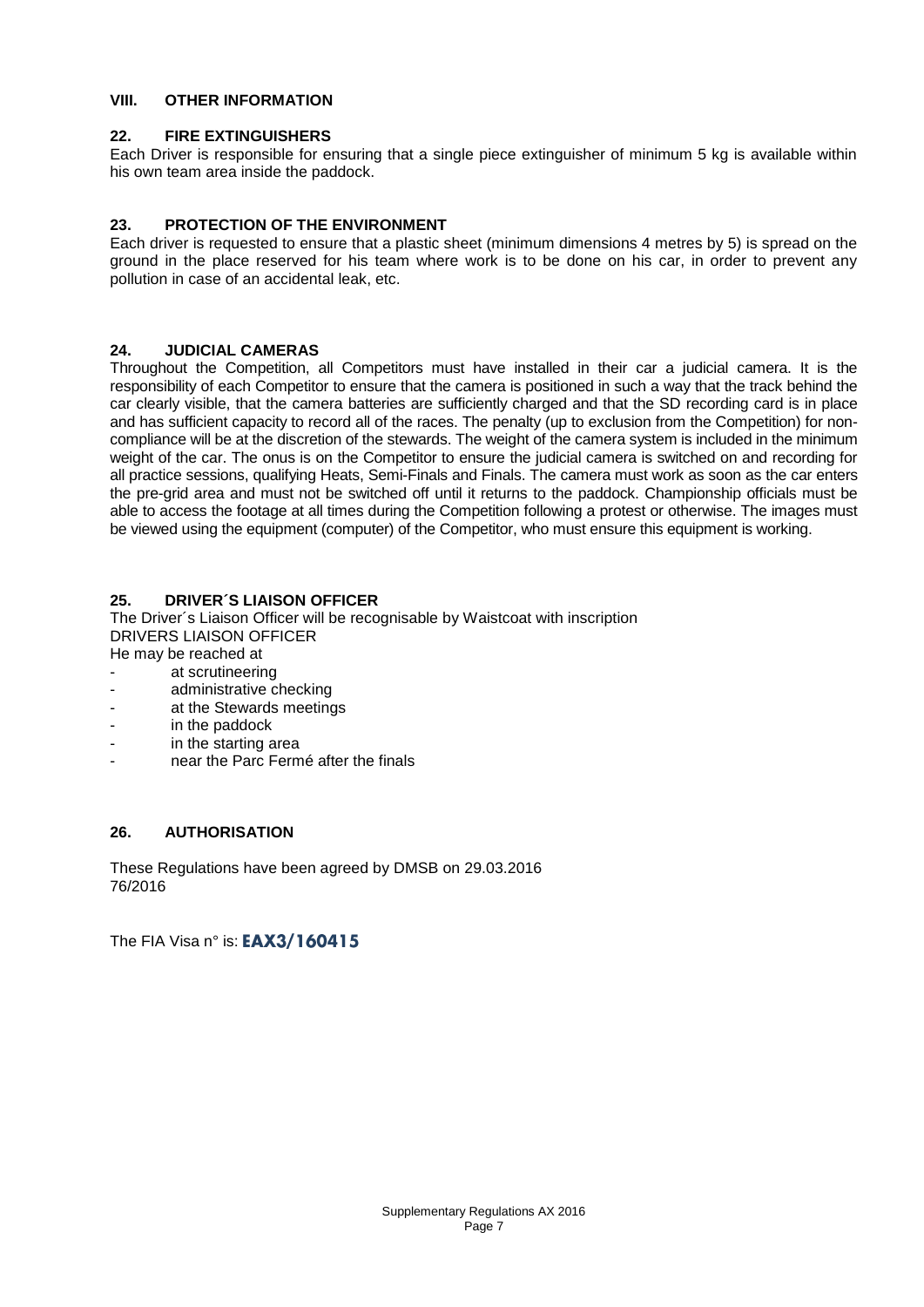## VIII. OTHER INFORMATION

### 22. FIRE EXTINGUISHERS

Each Driver is responsible for ensuring that a single piece extinguisher of minimum 5 kg is available within his own team area inside the paddock.

### 23. PROTECTION OF THE ENVIRONMENT

Each driver is requested to ensure that a plastic sheet (minimum dimensions 4 metres by 5) is spread on the ground in the place reserved for his team where work is to be done on his car, in order to prevent any pollution in case of an accidental leak, etc.

### 24. JUDICIAL CAMERAS

Throughout the Competition, all Competitors must have installed in their car a judicial camera. It is the responsibility of each Competitor to ensure that the camera is positioned in such a way that the track behind the car clearly visible, that the camera batteries are sufficiently charged and that the SD recording card is in place and has sufficient capacity to record all of the races. The penalty (up to exclusion from the Competition) for non-compliance will be at the discretion of the stewards. The weight of the camera system is included in the minimum weight of the car. The onus is on the Competitor to ensure the judicial camera is switched on and recording for all practice sessions, qualifying Heats, Semi-Finals and Finals. The camera must work as soon as the car enters the pre-grid area and must not be switched off until it returns to the paddock. Championship officials must be able to access the footage at all times during the Competition following a protest or otherwise. The images must be viewed using the equipment (computer) of the Competitor, who must ensure this equipment is working.

### 25. DRIVER´S LIAISON OFFICER

The Driver´s Liaison Officer will be recognisable by Waistcoat with inscription
DRIVERS LIAISON OFFICER
He may be reached at

- at scrutineering
- administrative checking
- at the Stewards meetings
- in the paddock
- in the starting area
- near the Parc Fermé after the finals

### 26. AUTHORISATION

These Regulations have been agreed by DMSB on 29.03.2016
76/2016

The FIA Visa n° is: **EAX3/160415**